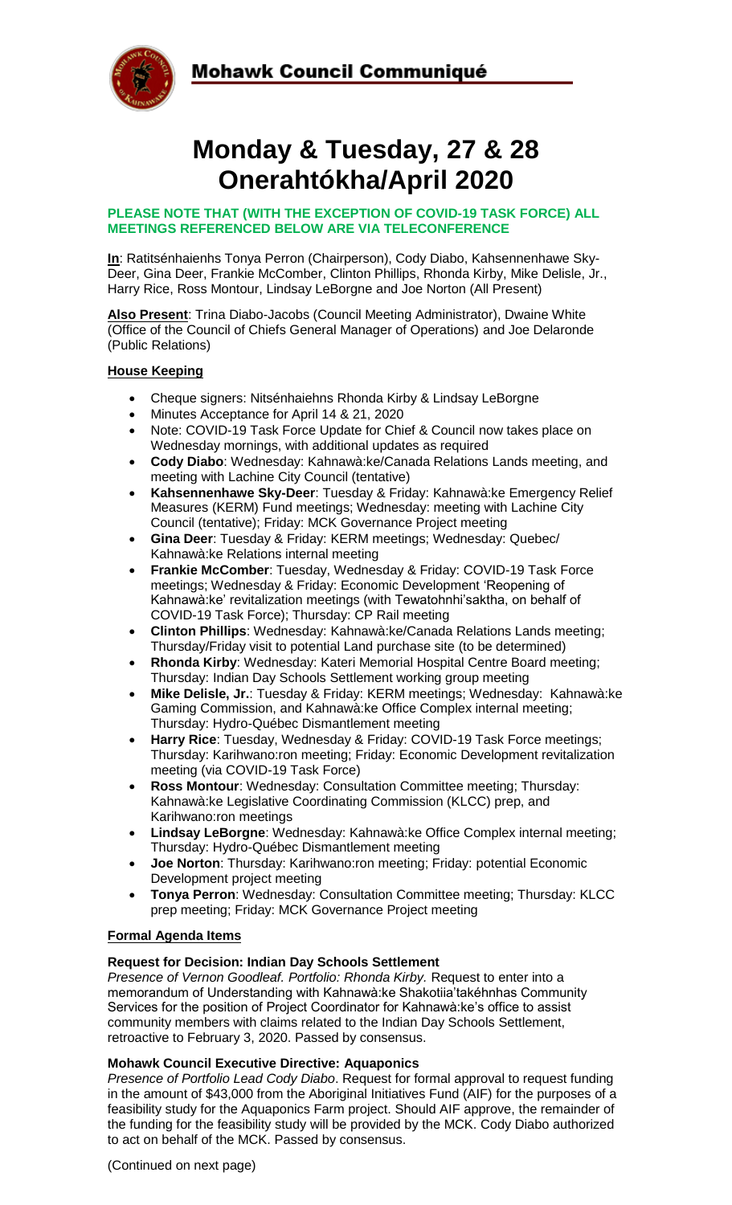# Mohawk Council Communiqué

# Monday & Tuesday, 27 & 28 Onerahtókha/April 2020

**PLEASE NOTE THAT (WITH THE EXCEPTION OF COVID-19 TASK FORCE) ALL MEETINGS REFERENCED BELOW ARE VIA TELECONFERENCE**

**In**: Ratitsénhaienhs Tonya Perron (Chairperson), Cody Diabo, Kahsennenhawe Sky-Deer, Gina Deer, Frankie McComber, Clinton Phillips, Rhonda Kirby, Mike Delisle, Jr., Harry Rice, Ross Montour, Lindsay LeBorgne and Joe Norton (All Present)

**Also Present**: Trina Diabo-Jacobs (Council Meeting Administrator), Dwaine White (Office of the Council of Chiefs General Manager of Operations) and Joe Delaronde (Public Relations)

## House Keeping

- Cheque signers: Nitsénhaiehns Rhonda Kirby & Lindsay LeBorgne
- Minutes Acceptance for April 14 & 21, 2020
- Note: COVID-19 Task Force Update for Chief & Council now takes place on Wednesday mornings, with additional updates as required
- **Cody Diabo**: Wednesday: Kahnawà:ke/Canada Relations Lands meeting, and meeting with Lachine City Council (tentative)
- **Kahsennenhawe Sky-Deer**: Tuesday & Friday: Kahnawà:ke Emergency Relief Measures (KERM) Fund meetings; Wednesday: meeting with Lachine City Council (tentative); Friday: MCK Governance Project meeting
- **Gina Deer**: Tuesday & Friday: KERM meetings; Wednesday: Quebec/ Kahnawà:ke Relations internal meeting
- **Frankie McComber**: Tuesday, Wednesday & Friday: COVID-19 Task Force meetings; Wednesday & Friday: Economic Development 'Reopening of Kahnawà:ke' revitalization meetings (with Tewatohnhi'saktha, on behalf of COVID-19 Task Force); Thursday: CP Rail meeting
- **Clinton Phillips**: Wednesday: Kahnawà:ke/Canada Relations Lands meeting; Thursday/Friday visit to potential Land purchase site (to be determined)
- **Rhonda Kirby**: Wednesday: Kateri Memorial Hospital Centre Board meeting; Thursday: Indian Day Schools Settlement working group meeting
- **Mike Delisle, Jr.**: Tuesday & Friday: KERM meetings; Wednesday: Kahnawà:ke Gaming Commission, and Kahnawà:ke Office Complex internal meeting; Thursday: Hydro-Québec Dismantlement meeting
- **Harry Rice**: Tuesday, Wednesday & Friday: COVID-19 Task Force meetings; Thursday: Karihwano:ron meeting; Friday: Economic Development revitalization meeting (via COVID-19 Task Force)
- **Ross Montour**: Wednesday: Consultation Committee meeting; Thursday: Kahnawà:ke Legislative Coordinating Commission (KLCC) prep, and Karihwano:ron meetings
- **Lindsay LeBorgne**: Wednesday: Kahnawà:ke Office Complex internal meeting; Thursday: Hydro-Québec Dismantlement meeting
- **Joe Norton**: Thursday: Karihwano:ron meeting; Friday: potential Economic Development project meeting
- **Tonya Perron**: Wednesday: Consultation Committee meeting; Thursday: KLCC prep meeting; Friday: MCK Governance Project meeting

## Formal Agenda Items

### Request for Decision: Indian Day Schools Settlement

*Presence of Vernon Goodleaf. Portfolio: Rhonda Kirby.* Request to enter into a memorandum of Understanding with Kahnawà:ke Shakotiia'takéhnhas Community Services for the position of Project Coordinator for Kahnawà:ke's office to assist community members with claims related to the Indian Day Schools Settlement, retroactive to February 3, 2020. Passed by consensus.

### Mohawk Council Executive Directive: Aquaponics

*Presence of Portfolio Lead Cody Diabo*. Request for formal approval to request funding in the amount of $43,000 from the Aboriginal Initiatives Fund (AIF) for the purposes of a feasibility study for the Aquaponics Farm project. Should AIF approve, the remainder of the funding for the feasibility study will be provided by the MCK. Cody Diabo authorized to act on behalf of the MCK. Passed by consensus.

(Continued on next page)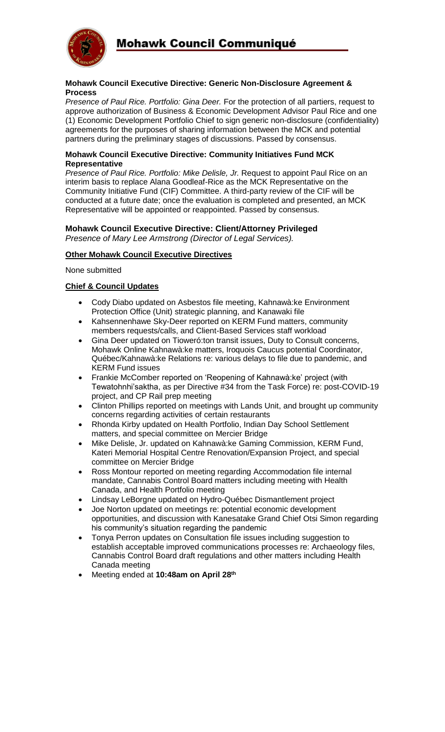# Mohawk Council Communiqué

**Mohawk Council Executive Directive: Generic Non-Disclosure Agreement & Process**

*Presence of Paul Rice. Portfolio: Gina Deer.* For the protection of all partiers, request to approve authorization of Business & Economic Development Advisor Paul Rice and one (1) Economic Development Portfolio Chief to sign generic non-disclosure (confidentiality) agreements for the purposes of sharing information between the MCK and potential partners during the preliminary stages of discussions. Passed by consensus.

**Mohawk Council Executive Directive: Community Initiatives Fund MCK Representative**

*Presence of Paul Rice. Portfolio: Mike Delisle, Jr.* Request to appoint Paul Rice on an interim basis to replace Alana Goodleaf-Rice as the MCK Representative on the Community Initiative Fund (CIF) Committee. A third-party review of the CIF will be conducted at a future date; once the evaluation is completed and presented, an MCK Representative will be appointed or reappointed. Passed by consensus.

**Mohawk Council Executive Directive: Client/Attorney Privileged**

*Presence of Mary Lee Armstrong (Director of Legal Services).*

**Other Mohawk Council Executive Directives**

None submitted

**Chief & Council Updates**

- Cody Diabo updated on Asbestos file meeting, Kahnawà:ke Environment Protection Office (Unit) strategic planning, and Kanawaki file
- Kahsennenhawe Sky-Deer reported on KERM Fund matters, community members requests/calls, and Client-Based Services staff workload
- Gina Deer updated on Tioweró:ton transit issues, Duty to Consult concerns, Mohawk Online Kahnawà:ke matters, Iroquois Caucus potential Coordinator, Québec/Kahnawà:ke Relations re: various delays to file due to pandemic, and KERM Fund issues
- Frankie McComber reported on 'Reopening of Kahnawà:ke' project (with Tewatohnhi'saktha, as per Directive #34 from the Task Force) re: post-COVID-19 project, and CP Rail prep meeting
- Clinton Phillips reported on meetings with Lands Unit, and brought up community concerns regarding activities of certain restaurants
- Rhonda Kirby updated on Health Portfolio, Indian Day School Settlement matters, and special committee on Mercier Bridge
- Mike Delisle, Jr. updated on Kahnawà:ke Gaming Commission, KERM Fund, Kateri Memorial Hospital Centre Renovation/Expansion Project, and special committee on Mercier Bridge
- Ross Montour reported on meeting regarding Accommodation file internal mandate, Cannabis Control Board matters including meeting with Health Canada, and Health Portfolio meeting
- Lindsay LeBorgne updated on Hydro-Québec Dismantlement project
- Joe Norton updated on meetings re: potential economic development opportunities, and discussion with Kanesatake Grand Chief Otsi Simon regarding his community's situation regarding the pandemic
- Tonya Perron updates on Consultation file issues including suggestion to establish acceptable improved communications processes re: Archaeology files, Cannabis Control Board draft regulations and other matters including Health Canada meeting
- Meeting ended at **10:48am on April 28th**